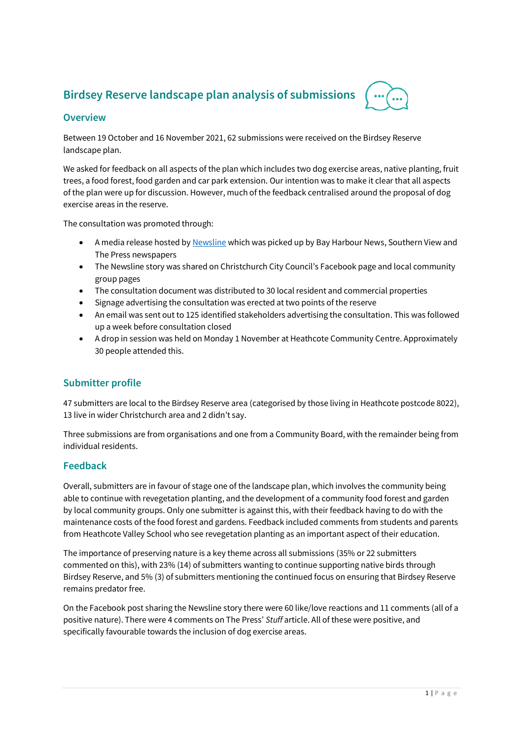# Birdsey Reserve landscape plan analysis of submissions

## Overview

Between 19 October and 16 November 2021, 62 submissions were received on the Birdsey Reserve landscape plan.

We asked for feedback on all aspects of the plan which includes two dog exercise areas, native planting, fruit trees, a food forest, food garden and car park extension. Our intention was to make it clear that all aspects of the plan were up for discussion. However, much of the feedback centralised around the proposal of dog exercise areas in the reserve.

The consultation was promoted through:

- A media release hosted by Newsline which was picked up by Bay Harbour News, Southern View and The Press newspapers
- The Newsline story was shared on Christchurch City Council's Facebook page and local community group pages
- The consultation document was distributed to 30 local resident and commercial properties
- Signage advertising the consultation was erected at two points of the reserve
- An email was sent out to 125 identified stakeholders advertising the consultation. This was followed up a week before consultation closed
- A drop in session was held on Monday 1 November at Heathcote Community Centre. Approximately 30 people attended this.

## Submitter profile

47 submitters are local to the Birdsey Reserve area (categorised by those living in Heathcote postcode 8022), 13 live in wider Christchurch area and 2 didn't say.

Three submissions are from organisations and one from a Community Board, with the remainder being from individual residents.

## Feedback

Overall, submitters are in favour of stage one of the landscape plan, which involves the community being able to continue with revegetation planting, and the development of a community food forest and garden by local community groups. Only one submitter is against this, with their feedback having to do with the maintenance costs of the food forest and gardens. Feedback included comments from students and parents from Heathcote Valley School who see revegetation planting as an important aspect of their education.

The importance of preserving nature is a key theme across all submissions (35% or 22 submitters commented on this), with 23% (14) of submitters wanting to continue supporting native birds through Birdsey Reserve, and 5% (3) of submitters mentioning the continued focus on ensuring that Birdsey Reserve remains predator free.

On the Facebook post sharing the Newsline story there were 60 like/love reactions and 11 comments (all of a positive nature). There were 4 comments on The Press' *Stuff* article. All of these were positive, and specifically favourable towards the inclusion of dog exercise areas.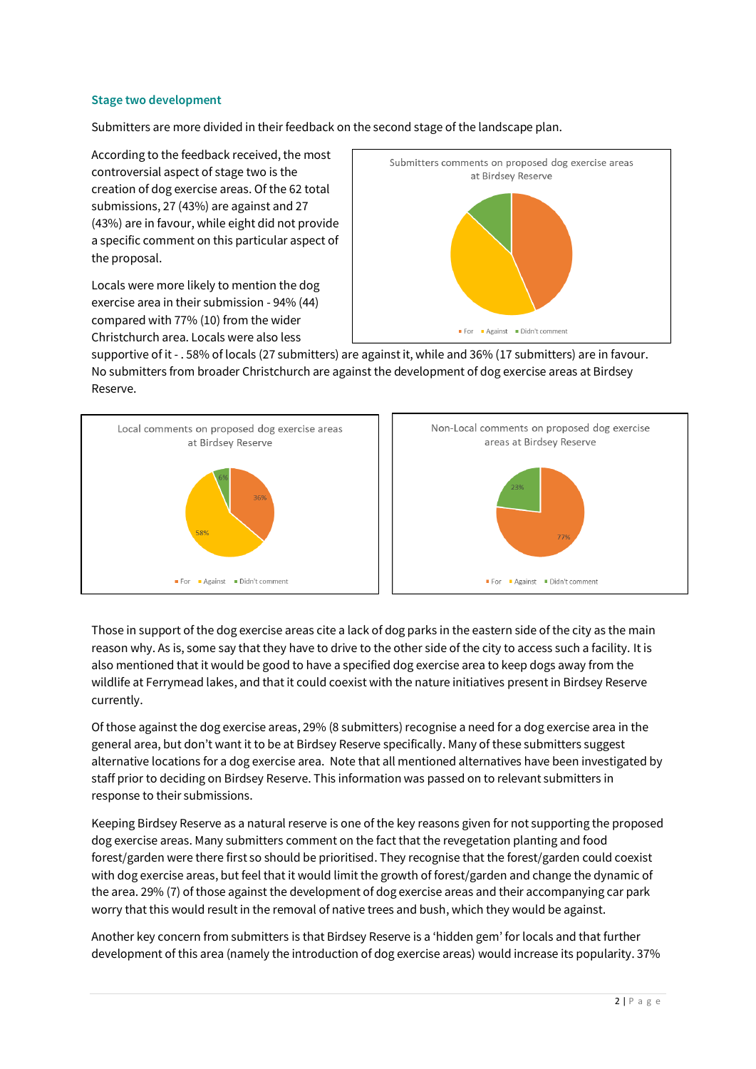### Stage two development

Submitters are more divided in their feedback on the second stage of the landscape plan.

According to the feedback received, the most controversial aspect of stage two is the creation of dog exercise areas. Of the 62 total submissions, 27 (43%) are against and 27 (43%) are in favour, while eight did not provide a specific comment on this particular aspect of the proposal.

Submitters comments on proposed dog exercise areas at Birdsey Reserve

For · Against · Didn't comment

Locals were more likely to mention the dog exercise area in their submission - 94% (44) compared with 77% (10) from the wider Christchurch area. Locals were also less supportive of it - . 58% of locals (27 submitters) are against it, while and 36% (17 submitters) are in favour. No submitters from broader Christchurch are against the development of dog exercise areas at Birdsey Reserve.

Local comments on proposed dog exercise areas at Birdsey Reserve

36% · 58% · 6%

For · Against · Didn't comment

Non-Local comments on proposed dog exercise areas at Birdsey Reserve

77% · 23%

For · Against · Didn't comment

Those in support of the dog exercise areas cite a lack of dog parks in the eastern side of the city as the main reason why. As is, some say that they have to drive to the other side of the city to access such a facility. It is also mentioned that it would be good to have a specified dog exercise area to keep dogs away from the wildlife at Ferrymead lakes, and that it could coexist with the nature initiatives present in Birdsey Reserve currently.

Of those against the dog exercise areas, 29% (8 submitters) recognise a need for a dog exercise area in the general area, but don't want it to be at Birdsey Reserve specifically. Many of these submitters suggest alternative locations for a dog exercise area. Note that all mentioned alternatives have been investigated by staff prior to deciding on Birdsey Reserve. This information was passed on to relevant submitters in response to their submissions.

Keeping Birdsey Reserve as a natural reserve is one of the key reasons given for not supporting the proposed dog exercise areas. Many submitters comment on the fact that the revegetation planting and food forest/garden were there first so should be prioritised. They recognise that the forest/garden could coexist with dog exercise areas, but feel that it would limit the growth of forest/garden and change the dynamic of the area. 29% (7) of those against the development of dog exercise areas and their accompanying car park worry that this would result in the removal of native trees and bush, which they would be against.

Another key concern from submitters is that Birdsey Reserve is a 'hidden gem' for locals and that further development of this area (namely the introduction of dog exercise areas) would increase its popularity. 37%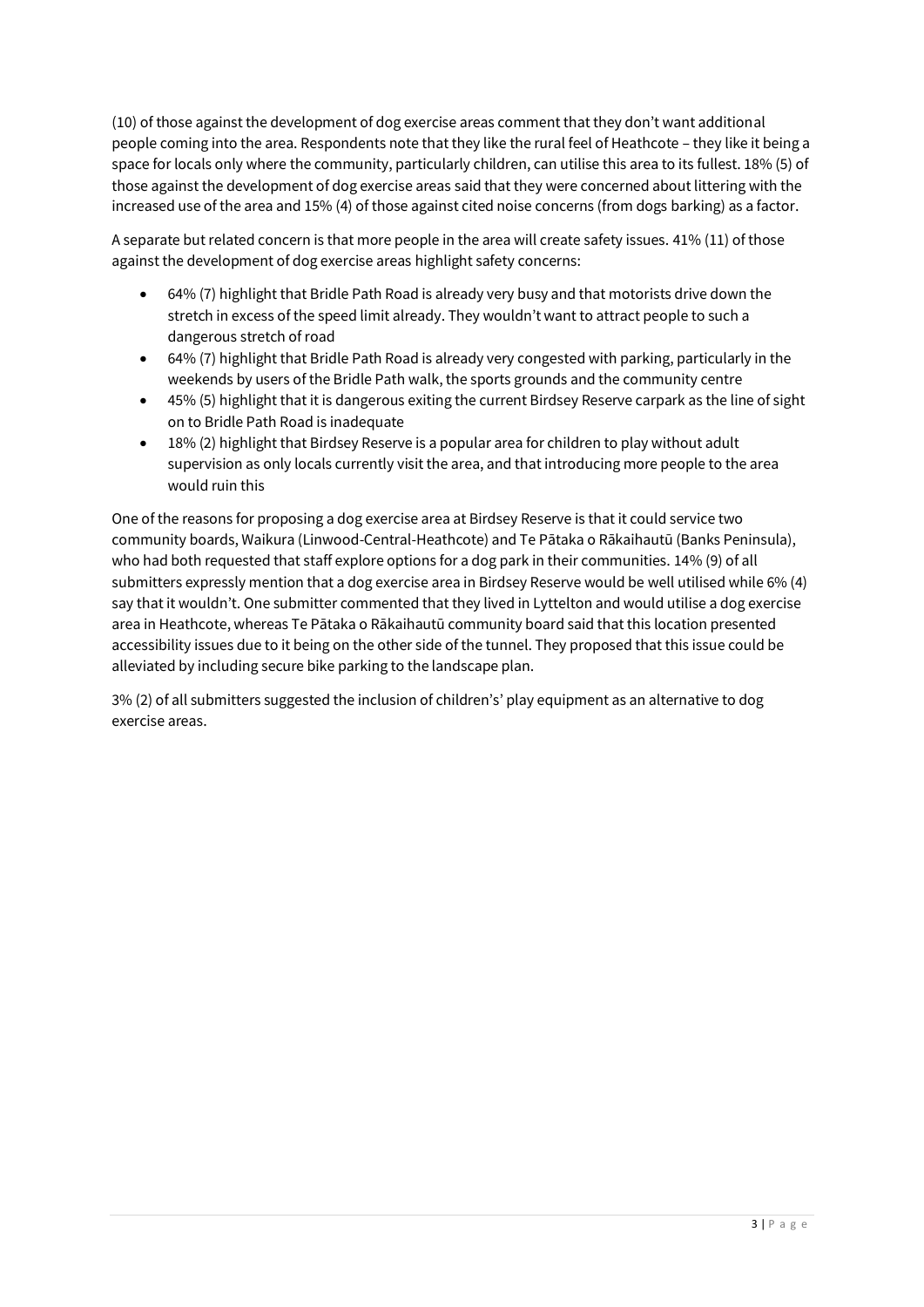(10) of those against the development of dog exercise areas comment that they don't want additional people coming into the area. Respondents note that they like the rural feel of Heathcote – they like it being a space for locals only where the community, particularly children, can utilise this area to its fullest. 18% (5) of those against the development of dog exercise areas said that they were concerned about littering with the increased use of the area and 15% (4) of those against cited noise concerns (from dogs barking) as a factor.

A separate but related concern is that more people in the area will create safety issues. 41% (11) of those against the development of dog exercise areas highlight safety concerns:

- 64% (7) highlight that Bridle Path Road is already very busy and that motorists drive down the stretch in excess of the speed limit already. They wouldn't want to attract people to such a dangerous stretch of road
- 64% (7) highlight that Bridle Path Road is already very congested with parking, particularly in the weekends by users of the Bridle Path walk, the sports grounds and the community centre
- 45% (5) highlight that it is dangerous exiting the current Birdsey Reserve carpark as the line of sight on to Bridle Path Road is inadequate
- 18% (2) highlight that Birdsey Reserve is a popular area for children to play without adult supervision as only locals currently visit the area, and that introducing more people to the area would ruin this

One of the reasons for proposing a dog exercise area at Birdsey Reserve is that it could service two community boards, Waikura (Linwood-Central-Heathcote) and Te Pātaka o Rākaihautū (Banks Peninsula), who had both requested that staff explore options for a dog park in their communities. 14% (9) of all submitters expressly mention that a dog exercise area in Birdsey Reserve would be well utilised while 6% (4) say that it wouldn't. One submitter commented that they lived in Lyttelton and would utilise a dog exercise area in Heathcote, whereas Te Pātaka o Rākaihautū community board said that this location presented accessibility issues due to it being on the other side of the tunnel. They proposed that this issue could be alleviated by including secure bike parking to the landscape plan.

3% (2) of all submitters suggested the inclusion of children's' play equipment as an alternative to dog exercise areas.